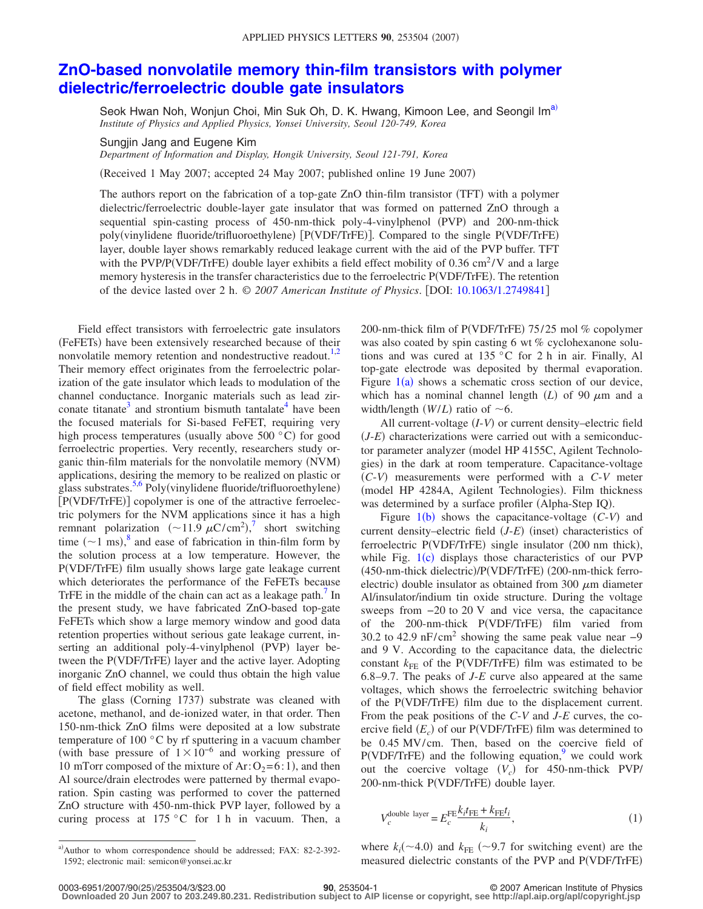# ZnO-based nonvolatile memory thin-film transistors with polymer dielectric/ferroelectric double gate insulators

Seok Hwan Noh, Wonjun Choi, Min Suk Oh, D. K. Hwang, Kimoon Lee, and Seongil Im[a]
*Institute of Physics and Applied Physics, Yonsei University, Seoul 120-749, Korea*

Sungjin Jang and Eugene Kim
*Department of Information and Display, Hongik University, Seoul 121-791, Korea*

(Received 1 May 2007; accepted 24 May 2007; published online 19 June 2007)

The authors report on the fabrication of a top-gate ZnO thin-film transistor (TFT) with a polymer dielectric/ferroelectric double-layer gate insulator that was formed on patterned ZnO through a sequential spin-casting process of 450-nm-thick poly-4-vinylphenol (PVP) and 200-nm-thick poly(vinylidene fluoride/trifluoroethylene) [P(VDF/TrFE)]. Compared to the single P(VDF/TrFE) layer, double layer shows remarkably reduced leakage current with the aid of the PVP buffer. TFT with the PVP/P(VDF/TrFE) double layer exhibits a field effect mobility of 0.36 $cm^2/V$ and a large memory hysteresis in the transfer characteristics due to the ferroelectric P(VDF/TrFE). The retention of the device lasted over 2 h. © *2007 American Institute of Physics*. [DOI: 10.1063/1.2749841]

Field effect transistors with ferroelectric gate insulators (FeFETs) have been extensively researched because of their nonvolatile memory retention and nondestructive readout.[1,2] Their memory effect originates from the ferroelectric polarization of the gate insulator which leads to modulation of the channel conductance. Inorganic materials such as lead zirconate titanate[3] and strontium bismuth tantalate[4] have been the focused materials for Si-based FeFET, requiring very high process temperatures (usually above 500 °C) for good ferroelectric properties. Very recently, researchers study organic thin-film materials for the nonvolatile memory (NVM) applications, desiring the memory to be realized on plastic or glass substrates.[5,6] Poly(vinylidene fluoride/trifluoroethylene) [P(VDF/TrFE)] copolymer is one of the attractive ferroelectric polymers for the NVM applications since it has a high remnant polarization ($\sim$11.9 $\mu C/cm^2$),[7] short switching time ($\sim$1 ms),[8] and ease of fabrication in thin-film form by the solution process at a low temperature. However, the P(VDF/TrFE) film usually shows large gate leakage current which deteriorates the performance of the FeFETs because TrFE in the middle of the chain can act as a leakage path.[7] In the present study, we have fabricated ZnO-based top-gate FeFETs which show a large memory window and good data retention properties without serious gate leakage current, inserting an additional poly-4-vinylphenol (PVP) layer between the P(VDF/TrFE) layer and the active layer. Adopting inorganic ZnO channel, we could thus obtain the high value of field effect mobility as well.

The glass (Corning 1737) substrate was cleaned with acetone, methanol, and de-ionized water, in that order. Then 150-nm-thick ZnO films were deposited at a low substrate temperature of 100 °C by rf sputtering in a vacuum chamber (with base pressure of $1\times10^{-6}$ and working pressure of 10 mTorr composed of the mixture of $Ar:O_2=6:1$), and then Al source/drain electrodes were patterned by thermal evaporation. Spin casting was performed to cover the patterned ZnO structure with 450-nm-thick PVP layer, followed by a curing process at 175 °C for 1 h in vacuum. Then, a 200-nm-thick film of P(VDF/TrFE) 75/25 mol % copolymer was also coated by spin casting 6 wt % cyclohexanone solutions and was cured at 135 °C for 2 h in air. Finally, Al top-gate electrode was deposited by thermal evaporation. Figure 1(a) shows a schematic cross section of our device, which has a nominal channel length ($L$) of 90 $\mu$m and a width/length ($W/L$) ratio of $\sim$6.

All current-voltage ($I$-$V$) or current density–electric field ($J$-$E$) characterizations were carried out with a semiconductor parameter analyzer (model HP 4155C, Agilent Technologies) in the dark at room temperature. Capacitance-voltage ($C$-$V$) measurements were performed with a $C$-$V$ meter (model HP 4284A, Agilent Technologies). Film thickness was determined by a surface profiler (Alpha-Step IQ).

Figure 1(b) shows the capacitance-voltage ($C$-$V$) and current density–electric field ($J$-$E$) (inset) characteristics of ferroelectric P(VDF/TrFE) single insulator (200 nm thick), while Fig. 1(c) displays those characteristics of our PVP (450-nm-thick dielectric)/P(VDF/TrFE) (200-nm-thick ferroelectric) double insulator as obtained from 300 $\mu$m diameter Al/insulator/indium tin oxide structure. During the voltage sweeps from −20 to 20 V and vice versa, the capacitance of the 200-nm-thick P(VDF/TrFE) film varied from 30.2 to 42.9 $nF/cm^2$ showing the same peak value near −9 and 9 V. According to the capacitance data, the dielectric constant $k_{FE}$ of the P(VDF/TrFE) film was estimated to be 6.8–9.7. The peaks of $J$-$E$ curve also appeared at the same voltages, which shows the ferroelectric switching behavior of the P(VDF/TrFE) film due to the displacement current. From the peak positions of the $C$-$V$ and $J$-$E$ curves, the coercive field ($E_c$) of our P(VDF/TrFE) film was determined to be 0.45 MV/cm. Then, based on the coercive field of P(VDF/TrFE) and the following equation,[9] we could work out the coercive voltage ($V_c$) for 450-nm-thick PVP/200-nm-thick P(VDF/TrFE) double layer.

$$V_c^{\text{double layer}} = E_c^{\text{FE}} \frac{k_i t_{\text{FE}} + k_{\text{FE}} t_i}{k_i}, \qquad (1)$$

where $k_i$($\sim$4.0) and $k_{FE}$ ($\sim$9.7 for switching event) are the measured dielectric constants of the PVP and P(VDF/TrFE)

[a]Author to whom correspondence should be addressed; FAX: 82-2-392-1592; electronic mail: semicon@yonsei.ac.kr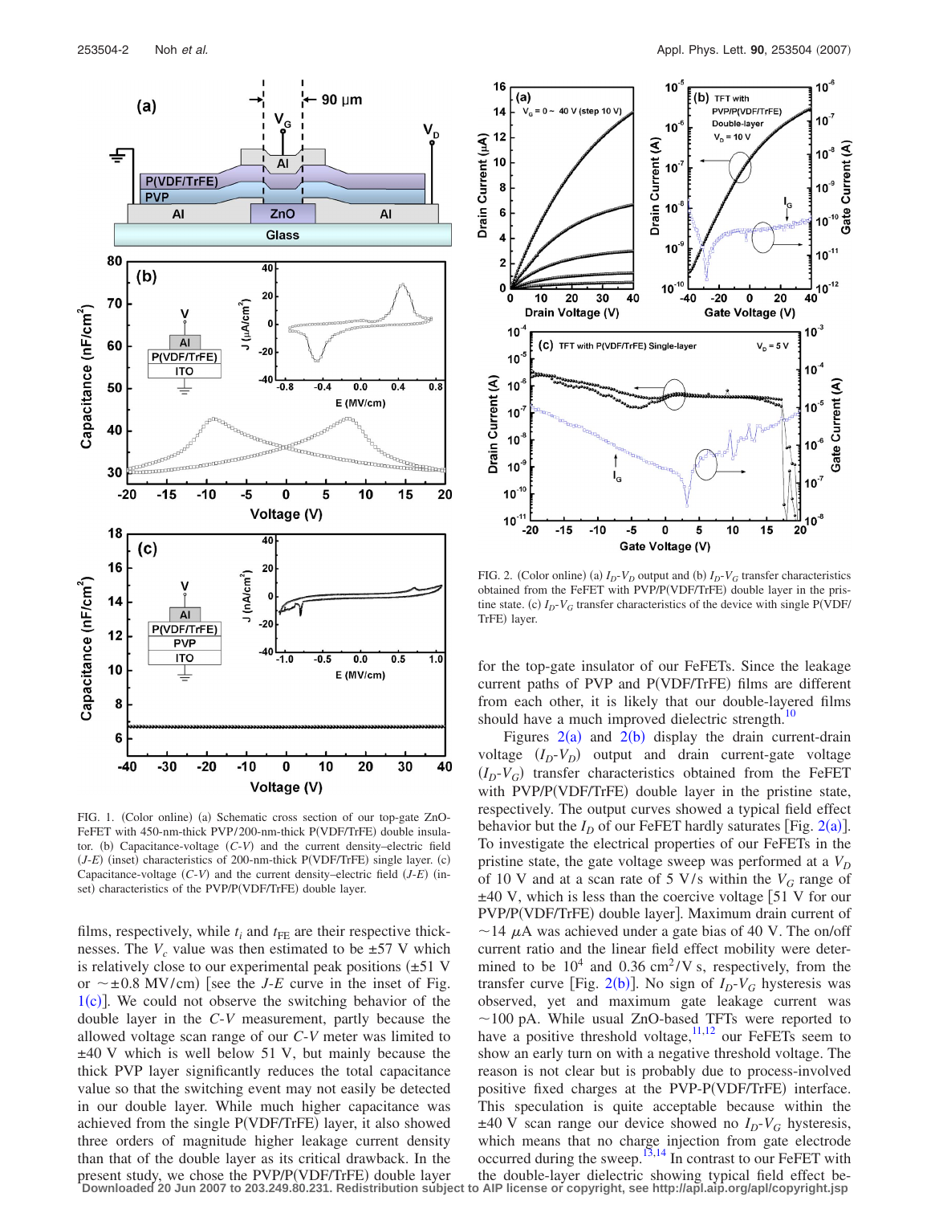FIG. 1. (Color online) (a) Schematic cross section of our top-gate ZnO-FeFET with 450-nm-thick PVP/200-nm-thick P(VDF/TrFE) double insulator. (b) Capacitance-voltage ($C$-$V$) and the current density–electric field ($J$-$E$) (inset) characteristics of 200-nm-thick P(VDF/TrFE) single layer. (c) Capacitance-voltage ($C$-$V$) and the current density–electric field ($J$-$E$) (inset) characteristics of the PVP/P(VDF/TrFE) double layer.

films, respectively, while $t_i$ and $t_{FE}$ are their respective thicknesses. The $V_c$ value was then estimated to be ±57 V which is relatively close to our experimental peak positions (±51 V or ~±0.8 MV/cm) [see the $J$-$E$ curve in the inset of Fig. 1(c)]. We could not observe the switching behavior of the double layer in the $C$-$V$ measurement, partly because the allowed voltage scan range of our $C$-$V$ meter was limited to ±40 V which is well below 51 V, but mainly because the thick PVP layer significantly reduces the total capacitance value so that the switching event may not easily be detected in our double layer. While much higher capacitance was achieved from the single P(VDF/TrFE) layer, it also showed three orders of magnitude higher leakage current density than that of the double layer as its critical drawback. In the present study, we chose the PVP/P(VDF/TrFE) double layer for the top-gate insulator of our FeFETs. Since the leakage current paths of PVP and P(VDF/TrFE) films are different from each other, it is likely that our double-layered films should have a much improved dielectric strength.[10]

FIG. 2. (Color online) (a) $I_D$-$V_D$ output and (b) $I_D$-$V_G$ transfer characteristics obtained from the FeFET with PVP/P(VDF/TrFE) double layer in the pristine state. (c) $I_D$-$V_G$ transfer characteristics of the device with single P(VDF/TrFE) layer.

Figures 2(a) and 2(b) display the drain current-drain voltage ($I_D$-$V_D$) output and drain current-gate voltage ($I_D$-$V_G$) transfer characteristics obtained from the FeFET with PVP/P(VDF/TrFE) double layer in the pristine state, respectively. The output curves showed a typical field effect behavior but the $I_D$ of our FeFET hardly saturates [Fig. 2(a)]. To investigate the electrical properties of our FeFETs in the pristine state, the gate voltage sweep was performed at a $V_D$ of 10 V and at a scan rate of 5 V/s within the $V_G$ range of ±40 V, which is less than the coercive voltage [51 V for our PVP/P(VDF/TrFE) double layer]. Maximum drain current of ~14 $\mu$A was achieved under a gate bias of 40 V. The on/off current ratio and the linear field effect mobility were determined to be $10^4$ and 0.36 $cm^2/V$ s, respectively, from the transfer curve [Fig. 2(b)]. No sign of $I_D$-$V_G$ hysteresis was observed, yet and maximum gate leakage current was ~100 pA. While usual ZnO-based TFTs were reported to have a positive threshold voltage,[11,12] our FeFETs seem to show an early turn on with a negative threshold voltage. The reason is not clear but is probably due to process-involved positive fixed charges at the PVP-P(VDF/TrFE) interface. This speculation is quite acceptable because within the ±40 V scan range our device showed no $I_D$-$V_G$ hysteresis, which means that no charge injection from gate electrode occurred during the sweep.[13,14] In contrast to our FeFET with the double-layer dielectric showing typical field effect be-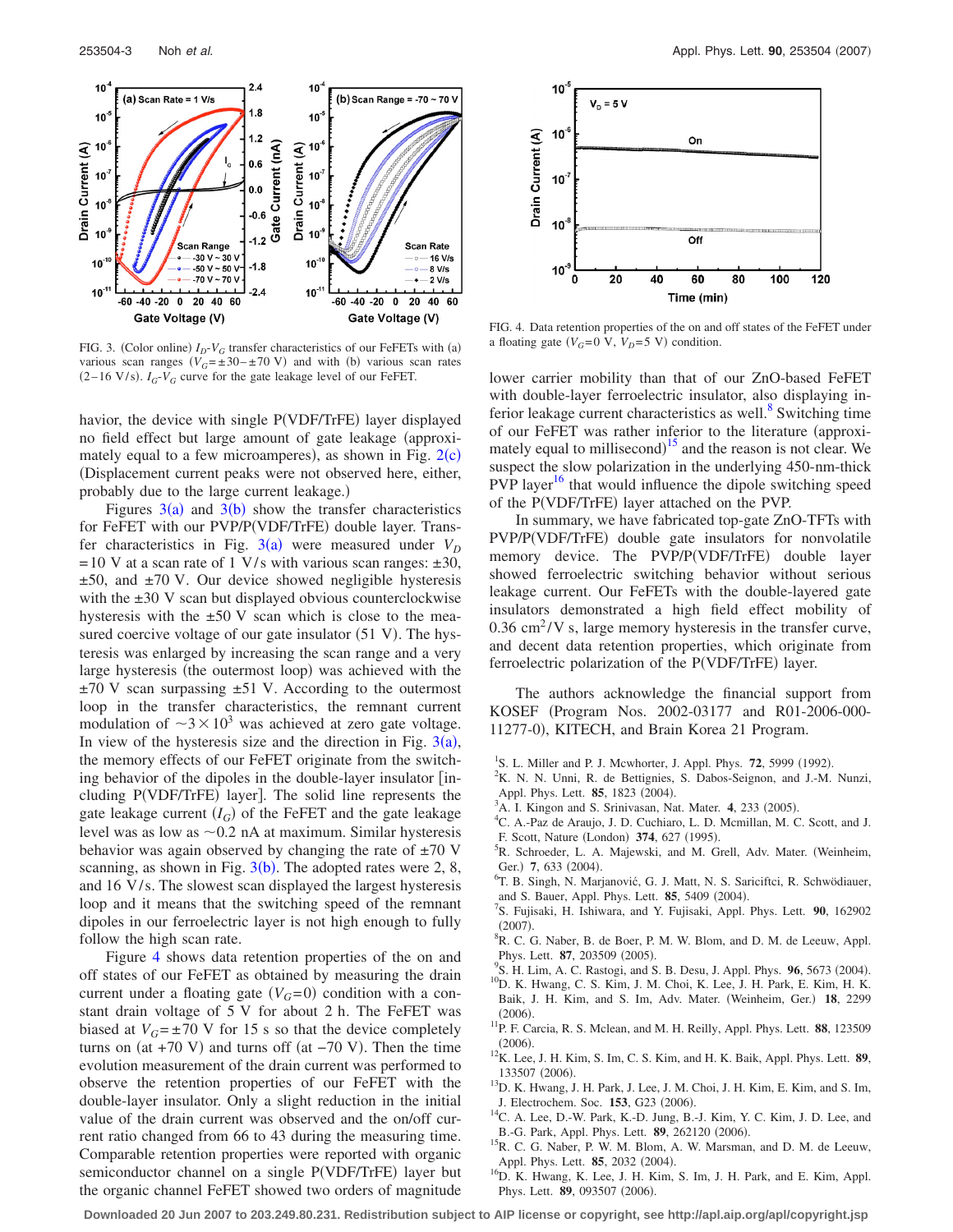(a) Scan Rate = 1 V/s

Drain Current (A)

Gate Current (nA)

Scan Range
-30 V ~ 30 V
-50 V ~ 50 V
-70 V ~ 70 V

$I_G$

Gate Voltage (V)

(b) Scan Range = -70 ~ 70 V

Scan Rate
16 V/s
8 V/s
2 V/s

FIG. 3. (Color online) $I_D$-$V_G$ transfer characteristics of our FeFETs with (a) various scan ranges ($V_G = \pm 30 - \pm 70$ V) and with (b) various scan rates (2–16 V/s). $I_G$-$V_G$ curve for the gate leakage level of our FeFET.

$V_D = 5$ V

On

Off

Drain Current (A)

Time (min)

FIG. 4. Data retention properties of the on and off states of the FeFET under a floating gate ($V_G = 0$ V, $V_D = 5$ V) condition.

havior, the device with single P(VDF/TrFE) layer displayed no field effect but large amount of gate leakage (approximately equal to a few microamperes), as shown in Fig. 2(c) (Displacement current peaks were not observed here, either, probably due to the large current leakage.)

Figures 3(a) and 3(b) show the transfer characteristics for FeFET with our PVP/P(VDF/TrFE) double layer. Transfer characteristics in Fig. 3(a) were measured under $V_D = 10$ V at a scan rate of 1 V/s with various scan ranges: ±30, ±50, and ±70 V. Our device showed negligible hysteresis with the ±30 V scan but displayed obvious counterclockwise hysteresis with the ±50 V scan which is close to the measured coercive voltage of our gate insulator (51 V). The hysteresis was enlarged by increasing the scan range and a very large hysteresis (the outermost loop) was achieved with the ±70 V scan surpassing ±51 V. According to the outermost loop in the transfer characteristics, the remnant current modulation of $\sim 3 \times 10^3$ was achieved at zero gate voltage. In view of the hysteresis size and the direction in Fig. 3(a), the memory effects of our FeFET originate from the switching behavior of the dipoles in the double-layer insulator [including P(VDF/TrFE) layer]. The solid line represents the gate leakage current ($I_G$) of the FeFET and the gate leakage level was as low as ~0.2 nA at maximum. Similar hysteresis behavior was again observed by changing the rate of ±70 V scanning, as shown in Fig. 3(b). The adopted rates were 2, 8, and 16 V/s. The slowest scan displayed the largest hysteresis loop and it means that the switching speed of the remnant dipoles in our ferroelectric layer is not high enough to fully follow the high scan rate.

Figure 4 shows data retention properties of the on and off states of our FeFET as obtained by measuring the drain current under a floating gate ($V_G = 0$) condition with a constant drain voltage of 5 V for about 2 h. The FeFET was biased at $V_G = \pm 70$ V for 15 s so that the device completely turns on (at +70 V) and turns off (at −70 V). Then the time evolution measurement of the drain current was performed to observe the retention properties of our FeFET with the double-layer insulator. Only a slight reduction in the initial value of the drain current was observed and the on/off current ratio changed from 66 to 43 during the measuring time. Comparable retention properties were reported with organic semiconductor channel on a single P(VDF/TrFE) layer but the organic channel FeFET showed two orders of magnitude lower carrier mobility than that of our ZnO-based FeFET with double-layer ferroelectric insulator, also displaying inferior leakage current characteristics as well.[8] Switching time of our FeFET was rather inferior to the literature (approximately equal to millisecond)[15] and the reason is not clear. We suspect the slow spin polarization in the underlying 450-nm-thick PVP layer[16] that would influence the dipole switching speed of the P(VDF/TrFE) layer attached on the PVP.

In summary, we have fabricated top-gate ZnO-TFTs with PVP/P(VDF/TrFE) double gate insulators for nonvolatile memory device. The PVP/P(VDF/TrFE) double layer showed ferroelectric switching behavior without serious leakage current. Our FeFETs with the double-layered gate insulators demonstrated a high field effect mobility of $0.36\ \text{cm}^2/\text{V s}$, large memory hysteresis in the transfer curve, and decent data retention properties, which originate from ferroelectric polarization of the P(VDF/TrFE) layer.

The authors acknowledge the financial support from KOSEF (Program Nos. 2002-03177 and R01-2006-000-11277-0), KITECH, and Brain Korea 21 Program.

[1] S. L. Miller and P. J. Mcwhorter, J. Appl. Phys. **72**, 5999 (1992).
[2] K. N. N. Unni, R. de Bettignies, S. Dabos-Seignon, and J.-M. Nunzi, Appl. Phys. Lett. **85**, 1823 (2004).
[3] A. I. Kingon and S. Srinivasan, Nat. Mater. **4**, 233 (2005).
[4] C. A.-Paz de Araujo, J. D. Cuchiaro, L. D. Mcmillan, M. C. Scott, and J. F. Scott, Nature (London) **374**, 627 (1995).
[5] R. Schroeder, L. A. Majewski, and M. Grell, Adv. Mater. (Weinheim, Ger.) **7**, 633 (2004).
[6] T. B. Singh, N. Marjanović, G. J. Matt, N. S. Sariciftci, R. Schwödiauer, and S. Bauer, Appl. Phys. Lett. **85**, 5409 (2004).
[7] S. Fujisaki, H. Ishiwara, and Y. Fujisaki, Appl. Phys. Lett. **90**, 162902 (2007).
[8] R. C. G. Naber, B. de Boer, P. M. W. Blom, and D. M. de Leeuw, Appl. Phys. Lett. **87**, 203509 (2005).
[9] S. H. Lim, A. C. Rastogi, and S. B. Desu, J. Appl. Phys. **96**, 5673 (2004).
[10] D. K. Hwang, C. S. Kim, J. M. Choi, K. Lee, J. H. Park, E. Kim, H. K. Baik, J. H. Kim, and S. Im, Adv. Mater. (Weinheim, Ger.) **18**, 2299 (2006).
[11] P. F. Carcia, R. S. Mclean, and M. H. Reilly, Appl. Phys. Lett. **88**, 123509 (2006).
[12] K. Lee, J. H. Kim, S. Im, C. S. Kim, and H. K. Baik, Appl. Phys. Lett. **89**, 133507 (2006).
[13] D. K. Hwang, J. H. Park, J. Lee, J. M. Choi, J. H. Kim, E. Kim, and S. Im, J. Electrochem. Soc. **153**, G23 (2006).
[14] C. A. Lee, D.-W. Park, K.-D. Jung, B.-J. Kim, Y. C. Kim, J. D. Lee, and B.-G. Park, Appl. Phys. Lett. **89**, 262120 (2006).
[15] R. C. G. Naber, P. W. M. Blom, A. W. Marsman, and D. M. de Leeuw, Appl. Phys. Lett. **85**, 2032 (2004).
[16] D. K. Hwang, K. Lee, J. H. Kim, S. Im, J. H. Park, and E. Kim, Appl. Phys. Lett. **89**, 093507 (2006).